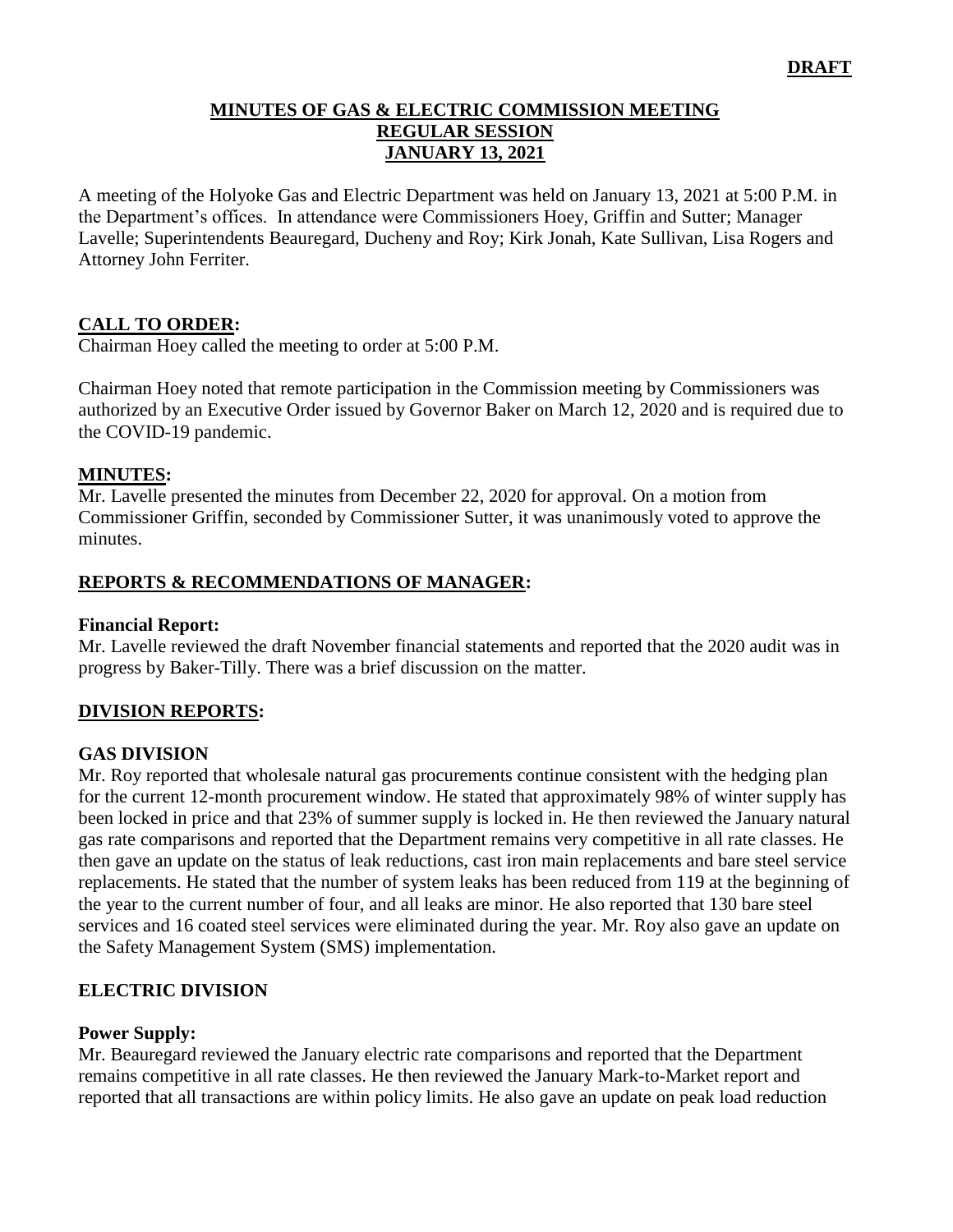**DRAFT**

# MINUTES OF GAS & ELECTRIC COMMISSION MEETING
## REGULAR SESSION
## JANUARY 13, 2021

A meeting of the Holyoke Gas and Electric Department was held on January 13, 2021 at 5:00 P.M. in the Department's offices. In attendance were Commissioners Hoey, Griffin and Sutter; Manager Lavelle; Superintendents Beauregard, Ducheny and Roy; Kirk Jonah, Kate Sullivan, Lisa Rogers and Attorney John Ferriter.

## CALL TO ORDER:

Chairman Hoey called the meeting to order at 5:00 P.M.

Chairman Hoey noted that remote participation in the Commission meeting by Commissioners was authorized by an Executive Order issued by Governor Baker on March 12, 2020 and is required due to the COVID-19 pandemic.

## MINUTES:

Mr. Lavelle presented the minutes from December 22, 2020 for approval. On a motion from Commissioner Griffin, seconded by Commissioner Sutter, it was unanimously voted to approve the minutes.

## REPORTS & RECOMMENDATIONS OF MANAGER:

### Financial Report:

Mr. Lavelle reviewed the draft November financial statements and reported that the 2020 audit was in progress by Baker-Tilly. There was a brief discussion on the matter.

## DIVISION REPORTS:

### GAS DIVISION

Mr. Roy reported that wholesale natural gas procurements continue consistent with the hedging plan for the current 12-month procurement window. He stated that approximately 98% of winter supply has been locked in price and that 23% of summer supply is locked in. He then reviewed the January natural gas rate comparisons and reported that the Department remains very competitive in all rate classes. He then gave an update on the status of leak reductions, cast iron main replacements and bare steel service replacements. He stated that the number of system leaks has been reduced from 119 at the beginning of the year to the current number of four, and all leaks are minor. He also reported that 130 bare steel services and 16 coated steel services were eliminated during the year. Mr. Roy also gave an update on the Safety Management System (SMS) implementation.

### ELECTRIC DIVISION

#### Power Supply:

Mr. Beauregard reviewed the January electric rate comparisons and reported that the Department remains competitive in all rate classes. He then reviewed the January Mark-to-Market report and reported that all transactions are within policy limits. He also gave an update on peak load reduction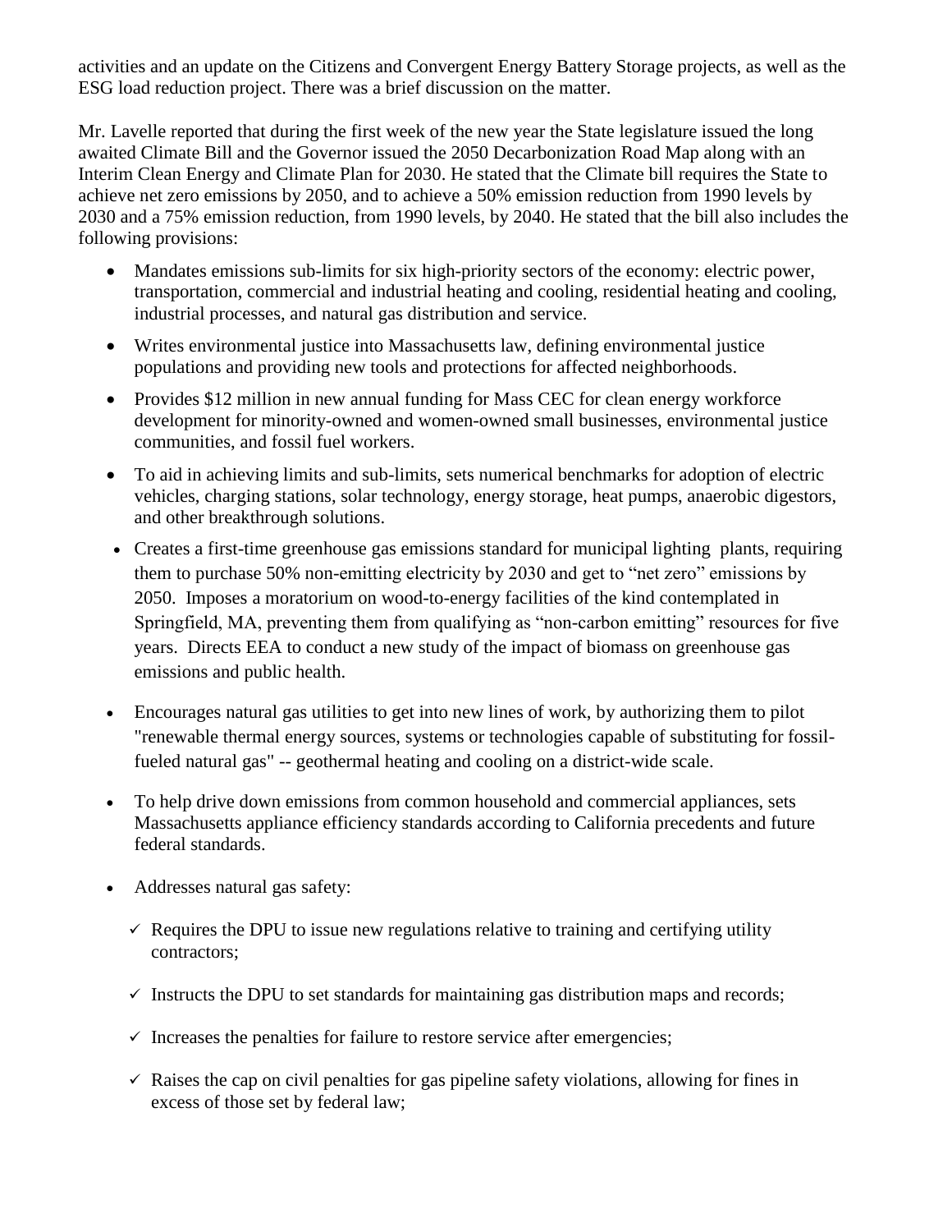activities and an update on the Citizens and Convergent Energy Battery Storage projects, as well as the ESG load reduction project. There was a brief discussion on the matter.

Mr. Lavelle reported that during the first week of the new year the State legislature issued the long awaited Climate Bill and the Governor issued the 2050 Decarbonization Road Map along with an Interim Clean Energy and Climate Plan for 2030. He stated that the Climate bill requires the State to achieve net zero emissions by 2050, and to achieve a 50% emission reduction from 1990 levels by 2030 and a 75% emission reduction, from 1990 levels, by 2040. He stated that the bill also includes the following provisions:

- Mandates emissions sub-limits for six high-priority sectors of the economy: electric power, transportation, commercial and industrial heating and cooling, residential heating and cooling, industrial processes, and natural gas distribution and service.
- Writes environmental justice into Massachusetts law, defining environmental justice populations and providing new tools and protections for affected neighborhoods.
- Provides $12 million in new annual funding for Mass CEC for clean energy workforce development for minority-owned and women-owned small businesses, environmental justice communities, and fossil fuel workers.
- To aid in achieving limits and sub-limits, sets numerical benchmarks for adoption of electric vehicles, charging stations, solar technology, energy storage, heat pumps, anaerobic digestors, and other breakthrough solutions.
- Creates a first-time greenhouse gas emissions standard for municipal lighting plants, requiring them to purchase 50% non-emitting electricity by 2030 and get to "net zero" emissions by 2050. Imposes a moratorium on wood-to-energy facilities of the kind contemplated in Springfield, MA, preventing them from qualifying as "non-carbon emitting" resources for five years. Directs EEA to conduct a new study of the impact of biomass on greenhouse gas emissions and public health.
- Encourages natural gas utilities to get into new lines of work, by authorizing them to pilot "renewable thermal energy sources, systems or technologies capable of substituting for fossil-fueled natural gas" -- geothermal heating and cooling on a district-wide scale.
- To help drive down emissions from common household and commercial appliances, sets Massachusetts appliance efficiency standards according to California precedents and future federal standards.
- Addresses natural gas safety:
  - ✓ Requires the DPU to issue new regulations relative to training and certifying utility contractors;
  - ✓ Instructs the DPU to set standards for maintaining gas distribution maps and records;
  - ✓ Increases the penalties for failure to restore service after emergencies;
  - ✓ Raises the cap on civil penalties for gas pipeline safety violations, allowing for fines in excess of those set by federal law;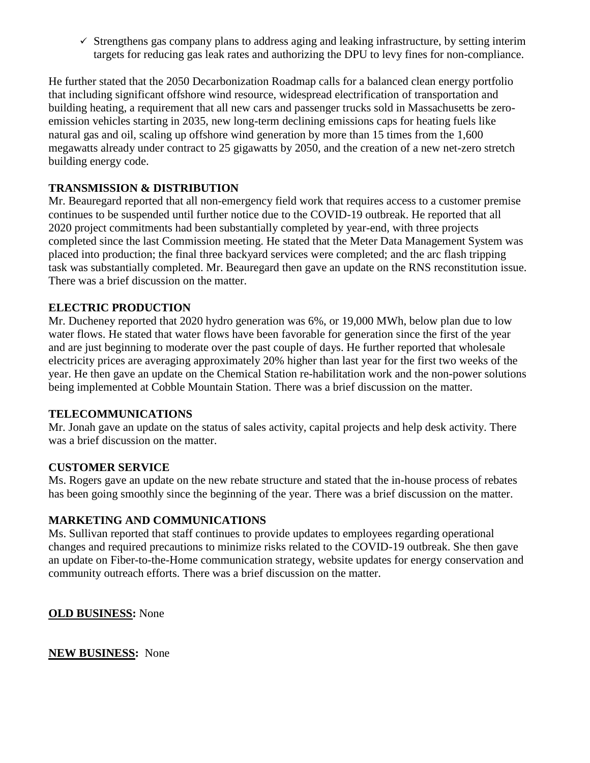- ✓ Strengthens gas company plans to address aging and leaking infrastructure, by setting interim targets for reducing gas leak rates and authorizing the DPU to levy fines for non-compliance.

He further stated that the 2050 Decarbonization Roadmap calls for a balanced clean energy portfolio that including significant offshore wind resource, widespread electrification of transportation and building heating, a requirement that all new cars and passenger trucks sold in Massachusetts be zero-emission vehicles starting in 2035, new long-term declining emissions caps for heating fuels like natural gas and oil, scaling up offshore wind generation by more than 15 times from the 1,600 megawatts already under contract to 25 gigawatts by 2050, and the creation of a new net-zero stretch building energy code.

**TRANSMISSION & DISTRIBUTION**

Mr. Beauregard reported that all non-emergency field work that requires access to a customer premise continues to be suspended until further notice due to the COVID-19 outbreak. He reported that all 2020 project commitments had been substantially completed by year-end, with three projects completed since the last Commission meeting. He stated that the Meter Data Management System was placed into production; the final three backyard services were completed; and the arc flash tripping task was substantially completed. Mr. Beauregard then gave an update on the RNS reconstitution issue. There was a brief discussion on the matter.

**ELECTRIC PRODUCTION**

Mr. Ducheney reported that 2020 hydro generation was 6%, or 19,000 MWh, below plan due to low water flows. He stated that water flows have been favorable for generation since the first of the year and are just beginning to moderate over the past couple of days. He further reported that wholesale electricity prices are averaging approximately 20% higher than last year for the first two weeks of the year. He then gave an update on the Chemical Station re-habilitation work and the non-power solutions being implemented at Cobble Mountain Station. There was a brief discussion on the matter.

**TELECOMMUNICATIONS**

Mr. Jonah gave an update on the status of sales activity, capital projects and help desk activity. There was a brief discussion on the matter.

**CUSTOMER SERVICE**

Ms. Rogers gave an update on the new rebate structure and stated that the in-house process of rebates has been going smoothly since the beginning of the year. There was a brief discussion on the matter.

**MARKETING AND COMMUNICATIONS**

Ms. Sullivan reported that staff continues to provide updates to employees regarding operational changes and required precautions to minimize risks related to the COVID-19 outbreak. She then gave an update on Fiber-to-the-Home communication strategy, website updates for energy conservation and community outreach efforts. There was a brief discussion on the matter.

**OLD BUSINESS:** None

**NEW BUSINESS:** None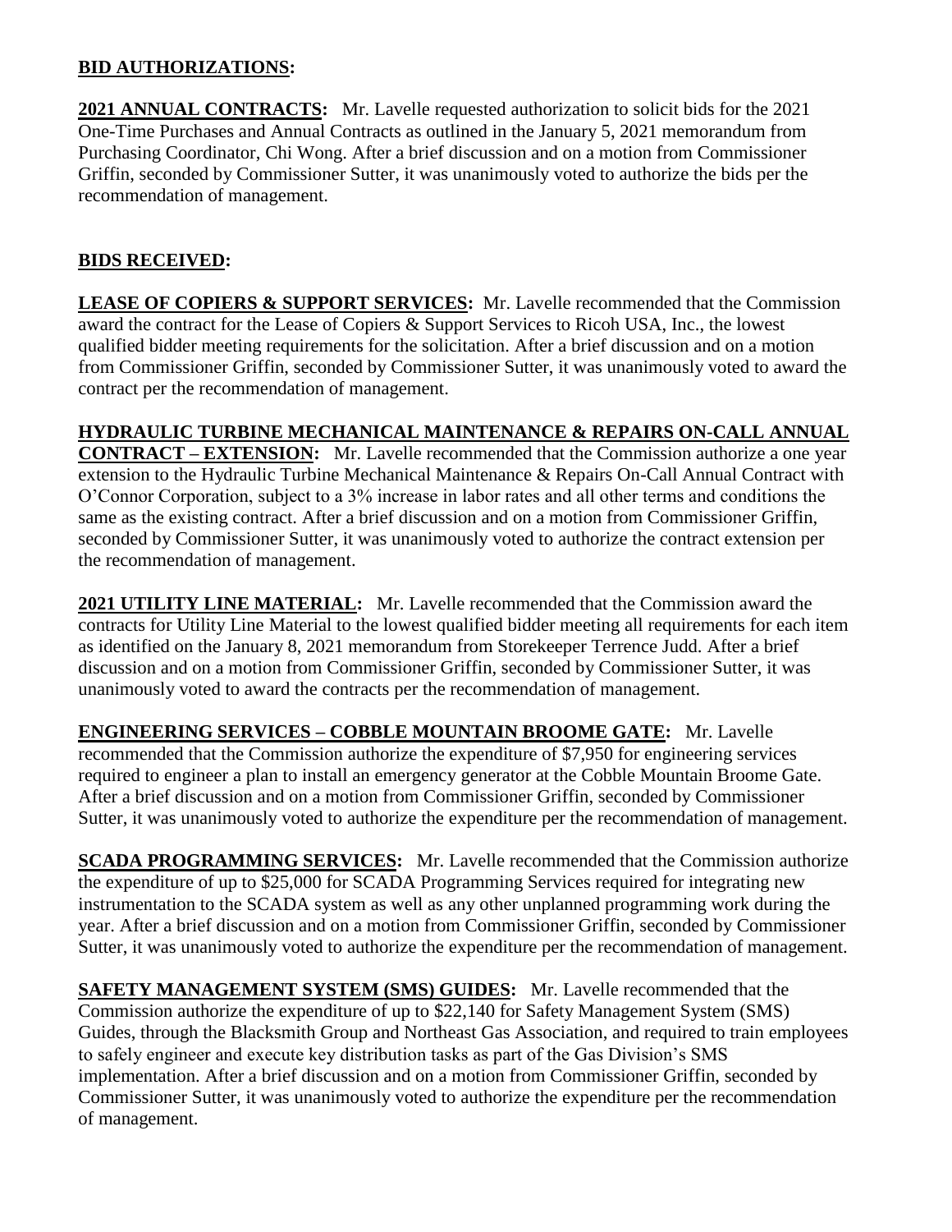**BID AUTHORIZATIONS:**

**2021 ANNUAL CONTRACTS:** Mr. Lavelle requested authorization to solicit bids for the 2021 One-Time Purchases and Annual Contracts as outlined in the January 5, 2021 memorandum from Purchasing Coordinator, Chi Wong. After a brief discussion and on a motion from Commissioner Griffin, seconded by Commissioner Sutter, it was unanimously voted to authorize the bids per the recommendation of management.

**BIDS RECEIVED:**

**LEASE OF COPIERS & SUPPORT SERVICES:** Mr. Lavelle recommended that the Commission award the contract for the Lease of Copiers & Support Services to Ricoh USA, Inc., the lowest qualified bidder meeting requirements for the solicitation. After a brief discussion and on a motion from Commissioner Griffin, seconded by Commissioner Sutter, it was unanimously voted to award the contract per the recommendation of management.

**HYDRAULIC TURBINE MECHANICAL MAINTENANCE & REPAIRS ON-CALL ANNUAL CONTRACT – EXTENSION:** Mr. Lavelle recommended that the Commission authorize a one year extension to the Hydraulic Turbine Mechanical Maintenance & Repairs On-Call Annual Contract with O'Connor Corporation, subject to a 3% increase in labor rates and all other terms and conditions the same as the existing contract. After a brief discussion and on a motion from Commissioner Griffin, seconded by Commissioner Sutter, it was unanimously voted to authorize the contract extension per the recommendation of management.

**2021 UTILITY LINE MATERIAL:** Mr. Lavelle recommended that the Commission award the contracts for Utility Line Material to the lowest qualified bidder meeting all requirements for each item as identified on the January 8, 2021 memorandum from Storekeeper Terrence Judd. After a brief discussion and on a motion from Commissioner Griffin, seconded by Commissioner Sutter, it was unanimously voted to award the contracts per the recommendation of management.

**ENGINEERING SERVICES – COBBLE MOUNTAIN BROOME GATE:** Mr. Lavelle recommended that the Commission authorize the expenditure of $7,950 for engineering services required to engineer a plan to install an emergency generator at the Cobble Mountain Broome Gate. After a brief discussion and on a motion from Commissioner Griffin, seconded by Commissioner Sutter, it was unanimously voted to authorize the expenditure per the recommendation of management.

**SCADA PROGRAMMING SERVICES:** Mr. Lavelle recommended that the Commission authorize the expenditure of up to $25,000 for SCADA Programming Services required for integrating new instrumentation to the SCADA system as well as any other unplanned programming work during the year. After a brief discussion and on a motion from Commissioner Griffin, seconded by Commissioner Sutter, it was unanimously voted to authorize the expenditure per the recommendation of management.

**SAFETY MANAGEMENT SYSTEM (SMS) GUIDES:** Mr. Lavelle recommended that the Commission authorize the expenditure of up to $22,140 for Safety Management System (SMS) Guides, through the Blacksmith Group and Northeast Gas Association, and required to train employees to safely engineer and execute key distribution tasks as part of the Gas Division's SMS implementation. After a brief discussion and on a motion from Commissioner Griffin, seconded by Commissioner Sutter, it was unanimously voted to authorize the expenditure per the recommendation of management.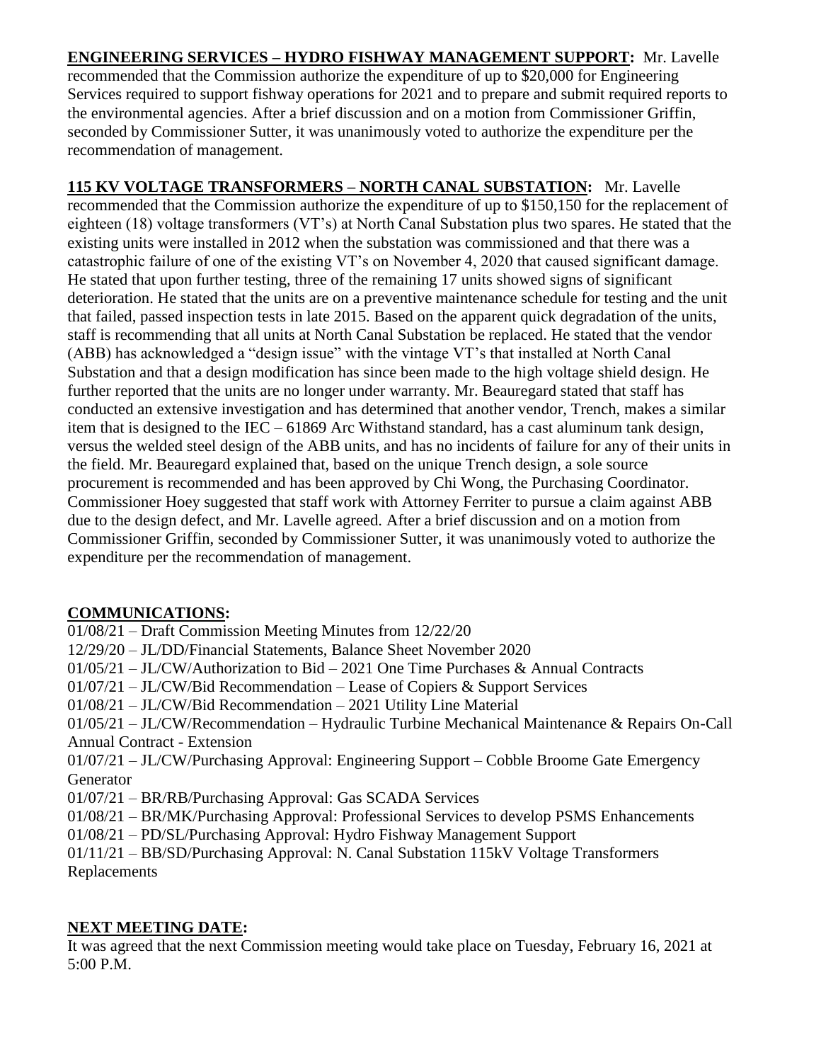**ENGINEERING SERVICES – HYDRO FISHWAY MANAGEMENT SUPPORT:** Mr. Lavelle recommended that the Commission authorize the expenditure of up to $20,000 for Engineering Services required to support fishway operations for 2021 and to prepare and submit required reports to the environmental agencies. After a brief discussion and on a motion from Commissioner Griffin, seconded by Commissioner Sutter, it was unanimously voted to authorize the expenditure per the recommendation of management.

**115 KV VOLTAGE TRANSFORMERS – NORTH CANAL SUBSTATION:** Mr. Lavelle recommended that the Commission authorize the expenditure of up to $150,150 for the replacement of eighteen (18) voltage transformers (VT's) at North Canal Substation plus two spares. He stated that the existing units were installed in 2012 when the substation was commissioned and that there was a catastrophic failure of one of the existing VT's on November 4, 2020 that caused significant damage. He stated that upon further testing, three of the remaining 17 units showed signs of significant deterioration. He stated that the units are on a preventive maintenance schedule for testing and the unit that failed, passed inspection tests in late 2015. Based on the apparent quick degradation of the units, staff is recommending that all units at North Canal Substation be replaced. He stated that the vendor (ABB) has acknowledged a "design issue" with the vintage VT's that installed at North Canal Substation and that a design modification has since been made to the high voltage shield design. He further reported that the units are no longer under warranty. Mr. Beauregard stated that staff has conducted an extensive investigation and has determined that another vendor, Trench, makes a similar item that is designed to the IEC – 61869 Arc Withstand standard, has a cast aluminum tank design, versus the welded steel design of the ABB units, and has no incidents of failure for any of their units in the field. Mr. Beauregard explained that, based on the unique Trench design, a sole source procurement is recommended and has been approved by Chi Wong, the Purchasing Coordinator. Commissioner Hoey suggested that staff work with Attorney Ferriter to pursue a claim against ABB due to the design defect, and Mr. Lavelle agreed. After a brief discussion and on a motion from Commissioner Griffin, seconded by Commissioner Sutter, it was unanimously voted to authorize the expenditure per the recommendation of management.

**COMMUNICATIONS:**

01/08/21 – Draft Commission Meeting Minutes from 12/22/20
12/29/20 – JL/DD/Financial Statements, Balance Sheet November 2020
01/05/21 – JL/CW/Authorization to Bid – 2021 One Time Purchases & Annual Contracts
01/07/21 – JL/CW/Bid Recommendation – Lease of Copiers & Support Services
01/08/21 – JL/CW/Bid Recommendation – 2021 Utility Line Material
01/05/21 – JL/CW/Recommendation – Hydraulic Turbine Mechanical Maintenance & Repairs On-Call Annual Contract - Extension
01/07/21 – JL/CW/Purchasing Approval: Engineering Support – Cobble Broome Gate Emergency Generator
01/07/21 – BR/RB/Purchasing Approval: Gas SCADA Services
01/08/21 – BR/MK/Purchasing Approval: Professional Services to develop PSMS Enhancements
01/08/21 – PD/SL/Purchasing Approval: Hydro Fishway Management Support
01/11/21 – BB/SD/Purchasing Approval: N. Canal Substation 115kV Voltage Transformers Replacements

**NEXT MEETING DATE:**

It was agreed that the next Commission meeting would take place on Tuesday, February 16, 2021 at 5:00 P.M.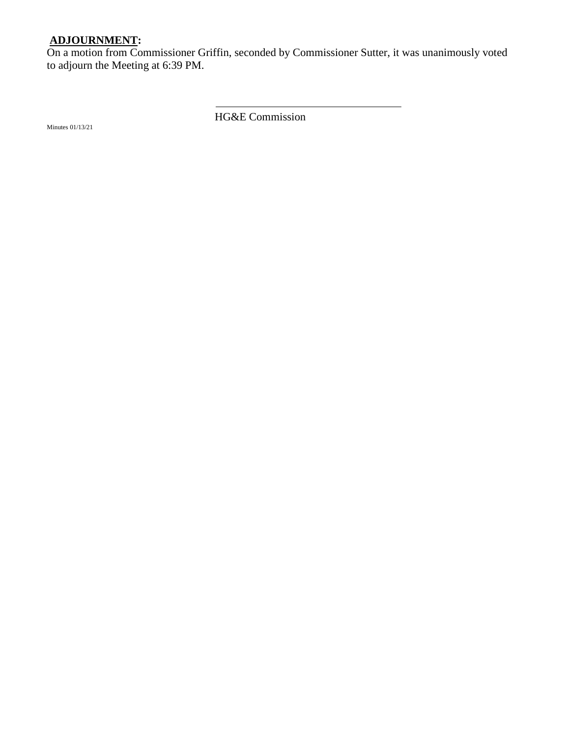**ADJOURNMENT:**

On a motion from Commissioner Griffin, seconded by Commissioner Sutter, it was unanimously voted to adjourn the Meeting at 6:39 PM.

\_\_\_\_\_\_\_\_\_\_\_\_\_\_\_\_\_\_\_\_\_\_\_\_\_\_\_\_\_\_\_\_\_\_\_

HG&E Commission

Minutes 01/13/21